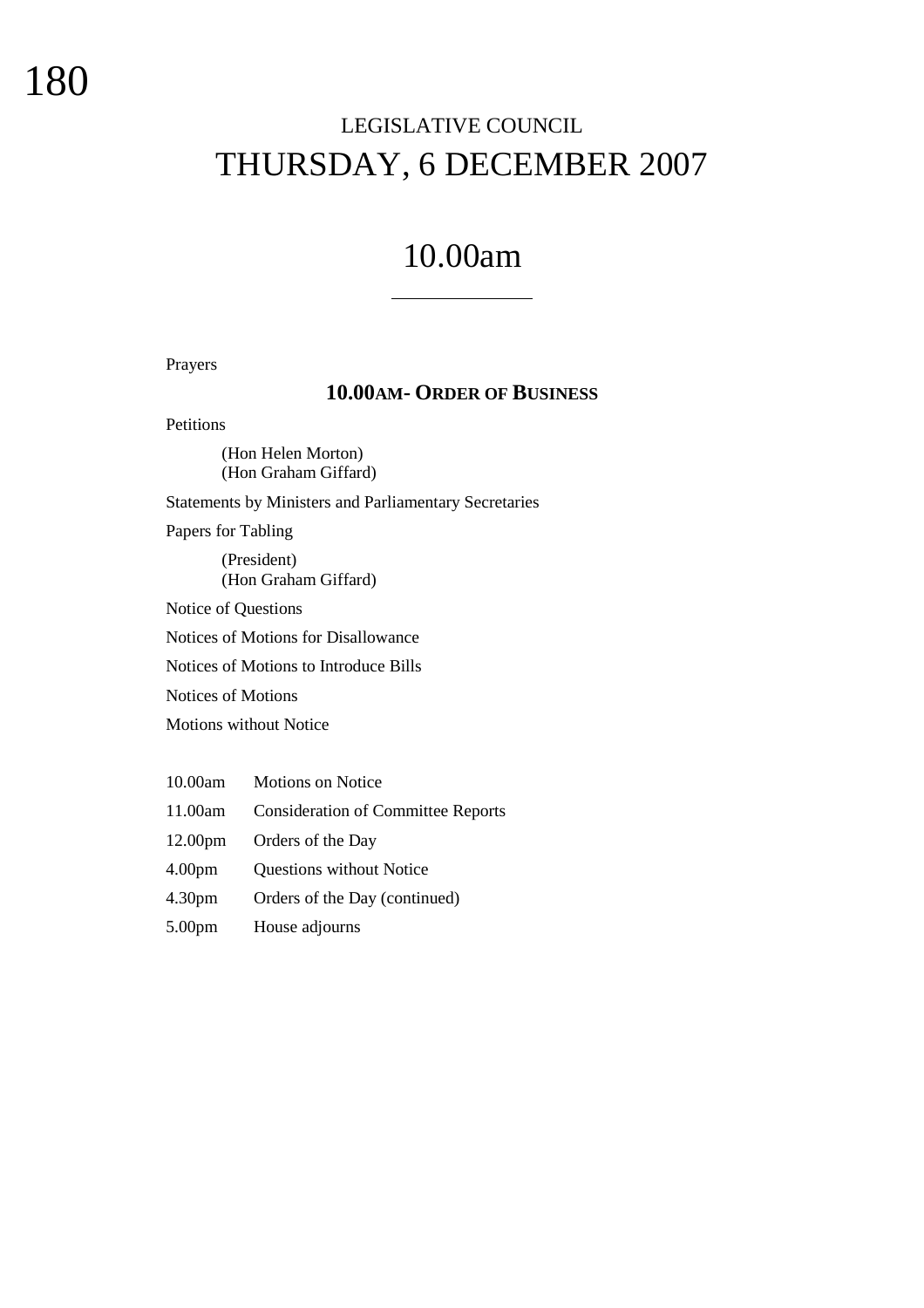# LEGISLATIVE COUNCIL
# THURSDAY, 6 DECEMBER 2007

## 10.00am

---

Prayers

### 10.00AM- ORDER OF BUSINESS

Petitions

> (Hon Helen Morton)
> (Hon Graham Giffard)

Statements by Ministers and Parliamentary Secretaries

Papers for Tabling

> (President)
> (Hon Graham Giffard)

Notice of Questions

Notices of Motions for Disallowance

Notices of Motions to Introduce Bills

Notices of Motions

Motions without Notice

| | |
|---|---|
| 10.00am | Motions on Notice |
| 11.00am | Consideration of Committee Reports |
| 12.00pm | Orders of the Day |
| 4.00pm | Questions without Notice |
| 4.30pm | Orders of the Day (continued) |
| 5.00pm | House adjourns |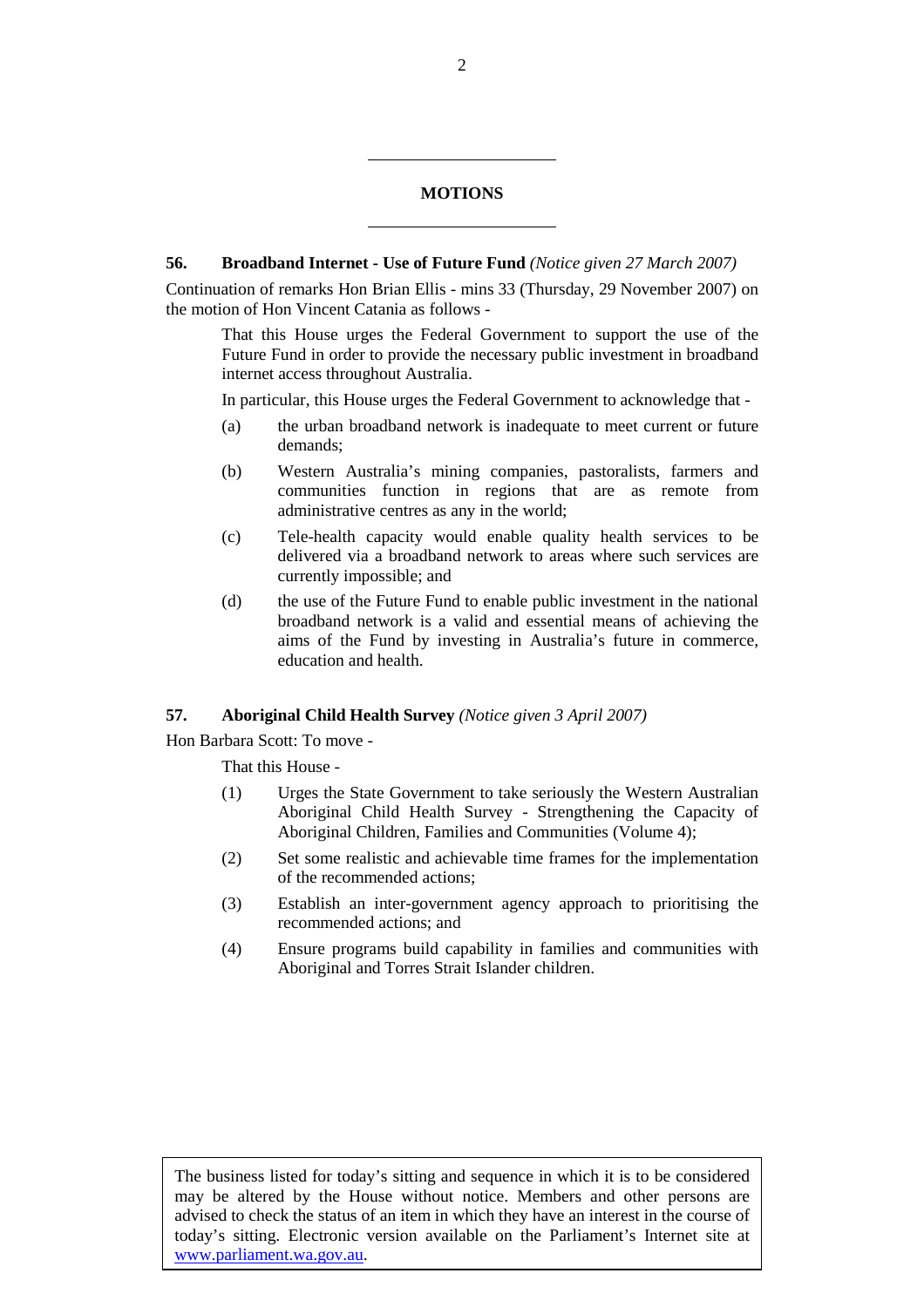## MOTIONS

**56. Broadband Internet - Use of Future Fund** *(Notice given 27 March 2007)*

Continuation of remarks Hon Brian Ellis - mins 33 (Thursday, 29 November 2007) on the motion of Hon Vincent Catania as follows -

> That this House urges the Federal Government to support the use of the Future Fund in order to provide the necessary public investment in broadband internet access throughout Australia.
>
> In particular, this House urges the Federal Government to acknowledge that -
>
> (a) the urban broadband network is inadequate to meet current or future demands;
>
> (b) Western Australia's mining companies, pastoralists, farmers and communities function in regions that are as remote from administrative centres as any in the world;
>
> (c) Tele-health capacity would enable quality health services to be delivered via a broadband network to areas where such services are currently impossible; and
>
> (d) the use of the Future Fund to enable public investment in the national broadband network is a valid and essential means of achieving the aims of the Fund by investing in Australia's future in commerce, education and health.

**57. Aboriginal Child Health Survey** *(Notice given 3 April 2007)*

Hon Barbara Scott: To move -

> That this House -
>
> (1) Urges the State Government to take seriously the Western Australian Aboriginal Child Health Survey - Strengthening the Capacity of Aboriginal Children, Families and Communities (Volume 4);
>
> (2) Set some realistic and achievable time frames for the implementation of the recommended actions;
>
> (3) Establish an inter-government agency approach to prioritising the recommended actions; and
>
> (4) Ensure programs build capability in families and communities with Aboriginal and Torres Strait Islander children.

The business listed for today's sitting and sequence in which it is to be considered may be altered by the House without notice. Members and other persons are advised to check the status of an item in which they have an interest in the course of today's sitting. Electronic version available on the Parliament's Internet site at [www.parliament.wa.gov.au](http://www.parliament.wa.gov.au).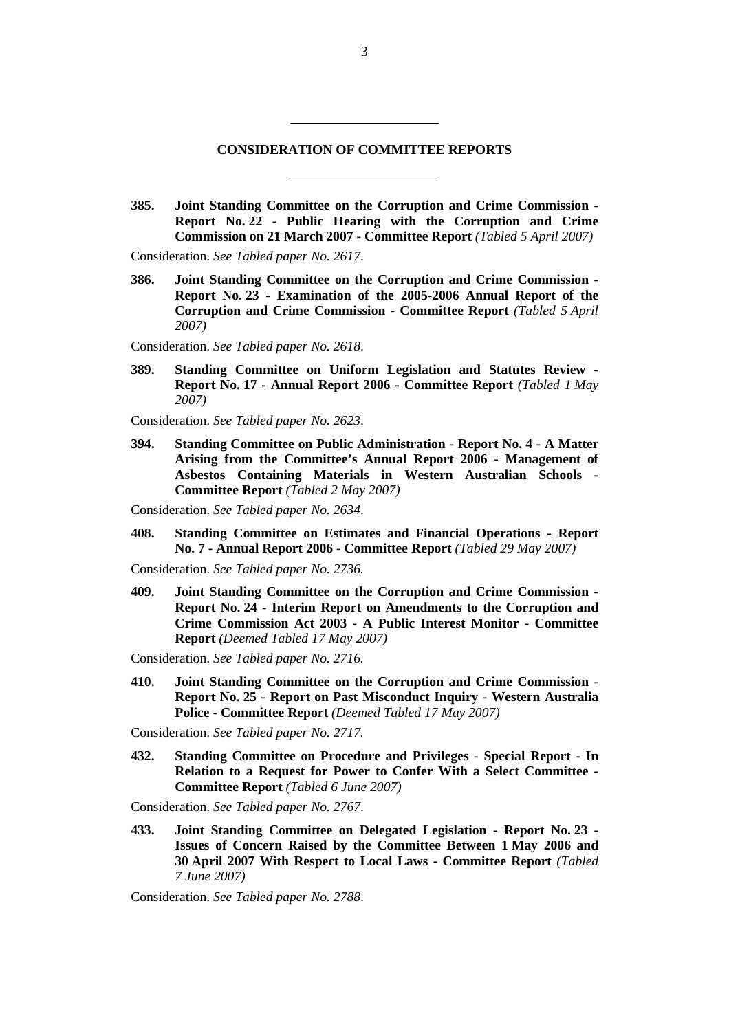## CONSIDERATION OF COMMITTEE REPORTS

**385. Joint Standing Committee on the Corruption and Crime Commission - Report No. 22 - Public Hearing with the Corruption and Crime Commission on 21 March 2007 - Committee Report** *(Tabled 5 April 2007)*

Consideration. *See Tabled paper No. 2617*.

**386. Joint Standing Committee on the Corruption and Crime Commission - Report No. 23 - Examination of the 2005-2006 Annual Report of the Corruption and Crime Commission - Committee Report** *(Tabled 5 April 2007)*

Consideration. *See Tabled paper No. 2618*.

**389. Standing Committee on Uniform Legislation and Statutes Review - Report No. 17 - Annual Report 2006 - Committee Report** *(Tabled 1 May 2007)*

Consideration. *See Tabled paper No. 2623*.

**394. Standing Committee on Public Administration - Report No. 4 - A Matter Arising from the Committee's Annual Report 2006 - Management of Asbestos Containing Materials in Western Australian Schools - Committee Report** *(Tabled 2 May 2007)*

Consideration. *See Tabled paper No. 2634*.

**408. Standing Committee on Estimates and Financial Operations - Report No. 7 - Annual Report 2006 - Committee Report** *(Tabled 29 May 2007)*

Consideration. *See Tabled paper No. 2736.*

**409. Joint Standing Committee on the Corruption and Crime Commission - Report No. 24 - Interim Report on Amendments to the Corruption and Crime Commission Act 2003 - A Public Interest Monitor - Committee Report** *(Deemed Tabled 17 May 2007)*

Consideration. *See Tabled paper No. 2716.*

**410. Joint Standing Committee on the Corruption and Crime Commission - Report No. 25 - Report on Past Misconduct Inquiry - Western Australia Police - Committee Report** *(Deemed Tabled 17 May 2007)*

Consideration. *See Tabled paper No. 2717.*

**432. Standing Committee on Procedure and Privileges - Special Report - In Relation to a Request for Power to Confer With a Select Committee - Committee Report** *(Tabled 6 June 2007)*

Consideration. *See Tabled paper No. 2767*.

**433. Joint Standing Committee on Delegated Legislation - Report No. 23 - Issues of Concern Raised by the Committee Between 1 May 2006 and 30 April 2007 With Respect to Local Laws - Committee Report** *(Tabled 7 June 2007)*

Consideration. *See Tabled paper No. 2788*.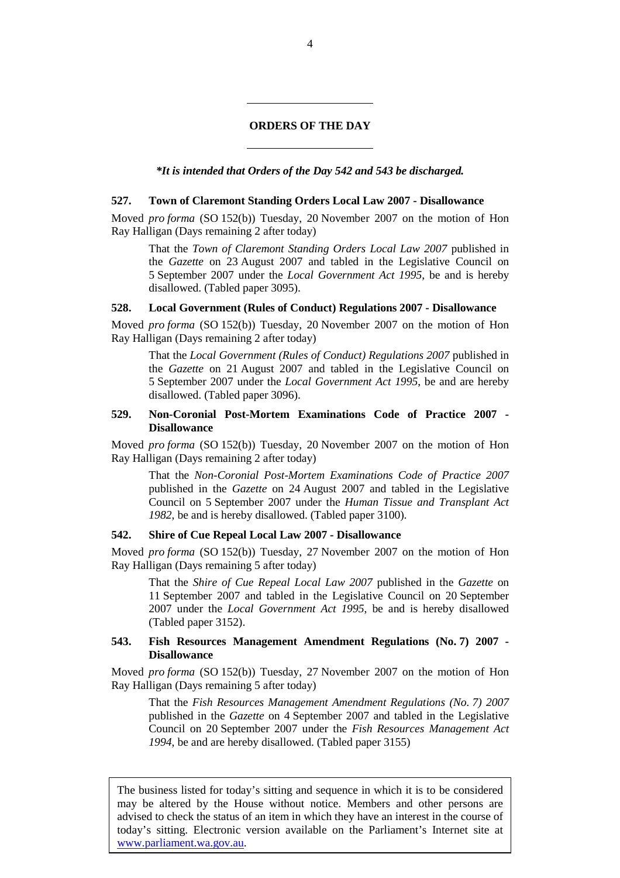## ORDERS OF THE DAY

***It is intended that Orders of the Day 542 and 543 be discharged.***

### 527. Town of Claremont Standing Orders Local Law 2007 - Disallowance

Moved *pro forma* (SO 152(b)) Tuesday, 20 November 2007 on the motion of Hon Ray Halligan (Days remaining 2 after today)

> That the *Town of Claremont Standing Orders Local Law 2007* published in the *Gazette* on 23 August 2007 and tabled in the Legislative Council on 5 September 2007 under the *Local Government Act 1995*, be and is hereby disallowed. (Tabled paper 3095).

### 528. Local Government (Rules of Conduct) Regulations 2007 - Disallowance

Moved *pro forma* (SO 152(b)) Tuesday, 20 November 2007 on the motion of Hon Ray Halligan (Days remaining 2 after today)

> That the *Local Government (Rules of Conduct) Regulations 2007* published in the *Gazette* on 21 August 2007 and tabled in the Legislative Council on 5 September 2007 under the *Local Government Act 1995*, be and are hereby disallowed. (Tabled paper 3096).

### 529. Non-Coronial Post-Mortem Examinations Code of Practice 2007 - Disallowance

Moved *pro forma* (SO 152(b)) Tuesday, 20 November 2007 on the motion of Hon Ray Halligan (Days remaining 2 after today)

> That the *Non-Coronial Post-Mortem Examinations Code of Practice 2007* published in the *Gazette* on 24 August 2007 and tabled in the Legislative Council on 5 September 2007 under the *Human Tissue and Transplant Act 1982*, be and is hereby disallowed. (Tabled paper 3100).

### 542. Shire of Cue Repeal Local Law 2007 - Disallowance

Moved *pro forma* (SO 152(b)) Tuesday, 27 November 2007 on the motion of Hon Ray Halligan (Days remaining 5 after today)

> That the *Shire of Cue Repeal Local Law 2007* published in the *Gazette* on 11 September 2007 and tabled in the Legislative Council on 20 September 2007 under the *Local Government Act 1995*, be and is hereby disallowed (Tabled paper 3152).

### 543. Fish Resources Management Amendment Regulations (No. 7) 2007 - Disallowance

Moved *pro forma* (SO 152(b)) Tuesday, 27 November 2007 on the motion of Hon Ray Halligan (Days remaining 5 after today)

> That the *Fish Resources Management Amendment Regulations (No. 7) 2007* published in the *Gazette* on 4 September 2007 and tabled in the Legislative Council on 20 September 2007 under the *Fish Resources Management Act 1994*, be and are hereby disallowed. (Tabled paper 3155)

---

The business listed for today's sitting and sequence in which it is to be considered may be altered by the House without notice. Members and other persons are advised to check the status of an item in which they have an interest in the course of today's sitting. Electronic version available on the Parliament's Internet site at www.parliament.wa.gov.au.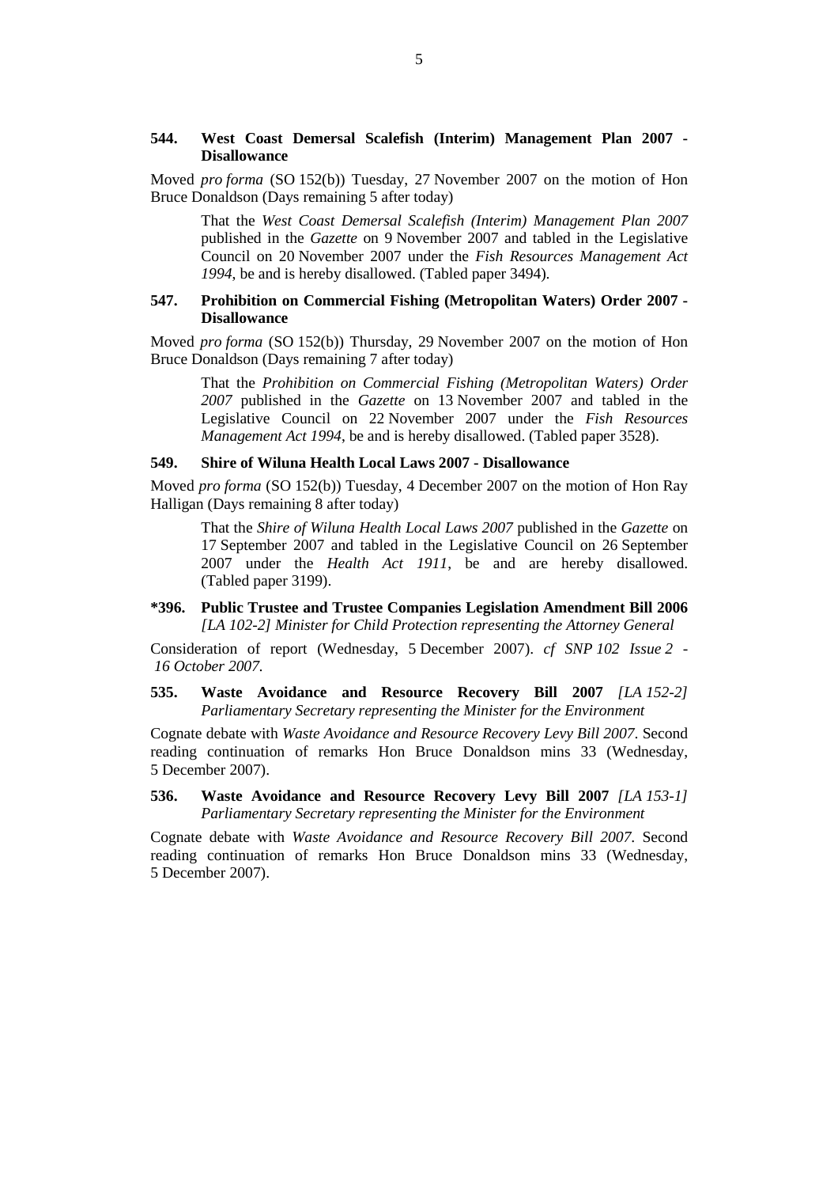**544. West Coast Demersal Scalefish (Interim) Management Plan 2007 - Disallowance**

Moved *pro forma* (SO 152(b)) Tuesday, 27 November 2007 on the motion of Hon Bruce Donaldson (Days remaining 5 after today)

> That the *West Coast Demersal Scalefish (Interim) Management Plan 2007* published in the *Gazette* on 9 November 2007 and tabled in the Legislative Council on 20 November 2007 under the *Fish Resources Management Act 1994*, be and is hereby disallowed. (Tabled paper 3494).

**547. Prohibition on Commercial Fishing (Metropolitan Waters) Order 2007 - Disallowance**

Moved *pro forma* (SO 152(b)) Thursday, 29 November 2007 on the motion of Hon Bruce Donaldson (Days remaining 7 after today)

> That the *Prohibition on Commercial Fishing (Metropolitan Waters) Order 2007* published in the *Gazette* on 13 November 2007 and tabled in the Legislative Council on 22 November 2007 under the *Fish Resources Management Act 1994*, be and is hereby disallowed. (Tabled paper 3528).

**549. Shire of Wiluna Health Local Laws 2007 - Disallowance**

Moved *pro forma* (SO 152(b)) Tuesday, 4 December 2007 on the motion of Hon Ray Halligan (Days remaining 8 after today)

> That the *Shire of Wiluna Health Local Laws 2007* published in the *Gazette* on 17 September 2007 and tabled in the Legislative Council on 26 September 2007 under the *Health Act 1911*, be and are hereby disallowed. (Tabled paper 3199).

**\*396. Public Trustee and Trustee Companies Legislation Amendment Bill 2006** *[LA 102-2] Minister for Child Protection representing the Attorney General*

Consideration of report (Wednesday, 5 December 2007). *cf SNP 102 Issue 2 - 16 October 2007.*

**535. Waste Avoidance and Resource Recovery Bill 2007** *[LA 152-2] Parliamentary Secretary representing the Minister for the Environment*

Cognate debate with *Waste Avoidance and Resource Recovery Levy Bill 2007*. Second reading continuation of remarks Hon Bruce Donaldson mins 33 (Wednesday, 5 December 2007).

**536. Waste Avoidance and Resource Recovery Levy Bill 2007** *[LA 153-1] Parliamentary Secretary representing the Minister for the Environment*

Cognate debate with *Waste Avoidance and Resource Recovery Bill 2007*. Second reading continuation of remarks Hon Bruce Donaldson mins 33 (Wednesday, 5 December 2007).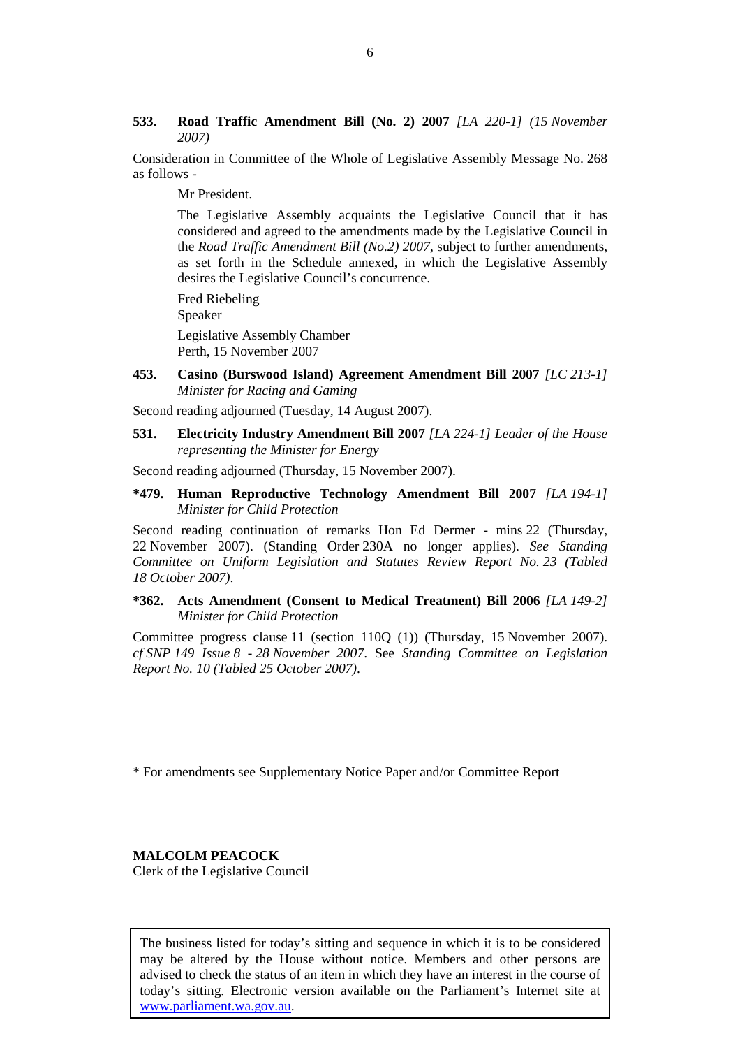**533. Road Traffic Amendment Bill (No. 2) 2007** *[LA 220-1] (15 November 2007)*

Consideration in Committee of the Whole of Legislative Assembly Message No. 268 as follows -

> Mr President.
>
> The Legislative Assembly acquaints the Legislative Council that it has considered and agreed to the amendments made by the Legislative Council in the *Road Traffic Amendment Bill (No.2) 2007*, subject to further amendments, as set forth in the Schedule annexed, in which the Legislative Assembly desires the Legislative Council's concurrence.
>
> Fred Riebeling
> Speaker
>
> Legislative Assembly Chamber
> Perth, 15 November 2007

**453. Casino (Burswood Island) Agreement Amendment Bill 2007** *[LC 213-1] Minister for Racing and Gaming*

Second reading adjourned (Tuesday, 14 August 2007).

**531. Electricity Industry Amendment Bill 2007** *[LA 224-1] Leader of the House representing the Minister for Energy*

Second reading adjourned (Thursday, 15 November 2007).

**\*479. Human Reproductive Technology Amendment Bill 2007** *[LA 194-1] Minister for Child Protection*

Second reading continuation of remarks Hon Ed Dermer - mins 22 (Thursday, 22 November 2007). (Standing Order 230A no longer applies). *See Standing Committee on Uniform Legislation and Statutes Review Report No. 23 (Tabled 18 October 2007)*.

**\*362. Acts Amendment (Consent to Medical Treatment) Bill 2006** *[LA 149-2] Minister for Child Protection*

Committee progress clause 11 (section 110Q (1)) (Thursday, 15 November 2007). *cf SNP 149 Issue 8 - 28 November 2007*. See *Standing Committee on Legislation Report No. 10 (Tabled 25 October 2007)*.

\* For amendments see Supplementary Notice Paper and/or Committee Report

**MALCOLM PEACOCK**
Clerk of the Legislative Council

The business listed for today's sitting and sequence in which it is to be considered may be altered by the House without notice. Members and other persons are advised to check the status of an item in which they have an interest in the course of today's sitting. Electronic version available on the Parliament's Internet site at www.parliament.wa.gov.au.